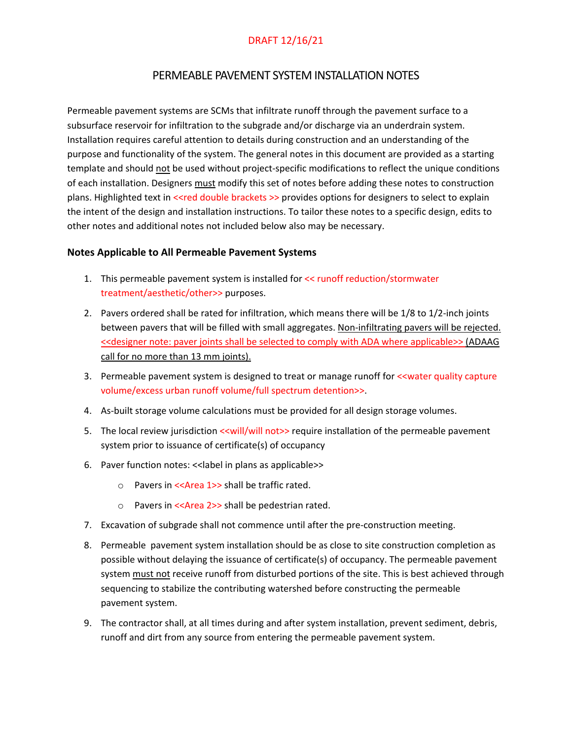DRAFT 12/16/21

# PERMEABLE PAVEMENT SYSTEM INSTALLATION NOTES

Permeable pavement systems are SCMs that infiltrate runoff through the pavement surface to a subsurface reservoir for infiltration to the subgrade and/or discharge via an underdrain system. Installation requires careful attention to details during construction and an understanding of the purpose and functionality of the system. The general notes in this document are provided as a starting template and should not be used without project-specific modifications to reflect the unique conditions of each installation. Designers must modify this set of notes before adding these notes to construction plans. Highlighted text in <<red double brackets >> provides options for designers to select to explain the intent of the design and installation instructions. To tailor these notes to a specific design, edits to other notes and additional notes not included below also may be necessary.

### Notes Applicable to All Permeable Pavement Systems

1. This permeable pavement system is installed for << runoff reduction/stormwater treatment/aesthetic/other>> purposes.
2. Pavers ordered shall be rated for infiltration, which means there will be 1/8 to 1/2-inch joints between pavers that will be filled with small aggregates. Non-infiltrating pavers will be rejected. <<designer note: paver joints shall be selected to comply with ADA where applicable>> (ADAAG call for no more than 13 mm joints).
3. Permeable pavement system is designed to treat or manage runoff for <<water quality capture volume/excess urban runoff volume/full spectrum detention>>.
4. As-built storage volume calculations must be provided for all design storage volumes.
5. The local review jurisdiction <<will/will not>> require installation of the permeable pavement system prior to issuance of certificate(s) of occupancy
6. Paver function notes: <<label in plans as applicable>>
   - Pavers in <<Area 1>> shall be traffic rated.
   - Pavers in <<Area 2>> shall be pedestrian rated.
7. Excavation of subgrade shall not commence until after the pre-construction meeting.
8. Permeable pavement system installation should be as close to site construction completion as possible without delaying the issuance of certificate(s) of occupancy. The permeable pavement system must not receive runoff from disturbed portions of the site. This is best achieved through sequencing to stabilize the contributing watershed before constructing the permeable pavement system.
9. The contractor shall, at all times during and after system installation, prevent sediment, debris, runoff and dirt from any source from entering the permeable pavement system.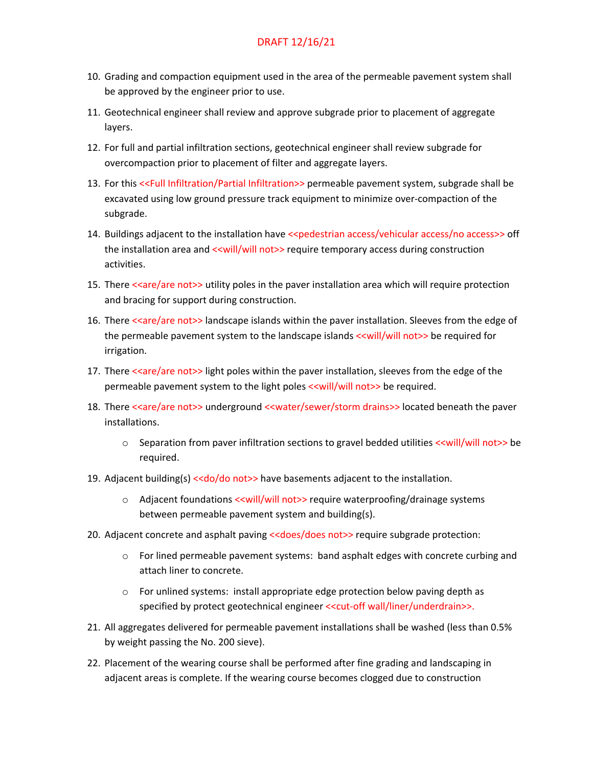DRAFT 12/16/21

10. Grading and compaction equipment used in the area of the permeable pavement system shall be approved by the engineer prior to use.
11. Geotechnical engineer shall review and approve subgrade prior to placement of aggregate layers.
12. For full and partial infiltration sections, geotechnical engineer shall review subgrade for overcompaction prior to placement of filter and aggregate layers.
13. For this <<Full Infiltration/Partial Infiltration>> permeable pavement system, subgrade shall be excavated using low ground pressure track equipment to minimize over-compaction of the subgrade.
14. Buildings adjacent to the installation have <<pedestrian access/vehicular access/no access>> off the installation area and <<will/will not>> require temporary access during construction activities.
15. There <<are/are not>> utility poles in the paver installation area which will require protection and bracing for support during construction.
16. There <<are/are not>> landscape islands within the paver installation. Sleeves from the edge of the permeable pavement system to the landscape islands <<will/will not>> be required for irrigation.
17. There <<are/are not>> light poles within the paver installation, sleeves from the edge of the permeable pavement system to the light poles <<will/will not>> be required.
18. There <<are/are not>> underground <<water/sewer/storm drains>> located beneath the paver installations.
    - Separation from paver infiltration sections to gravel bedded utilities <<will/will not>> be required.
19. Adjacent building(s) <<do/do not>> have basements adjacent to the installation.
    - Adjacent foundations <<will/will not>> require waterproofing/drainage systems between permeable pavement system and building(s).
20. Adjacent concrete and asphalt paving <<does/does not>> require subgrade protection:
    - For lined permeable pavement systems: band asphalt edges with concrete curbing and attach liner to concrete.
    - For unlined systems: install appropriate edge protection below paving depth as specified by protect geotechnical engineer <<cut-off wall/liner/underdrain>>.
21. All aggregates delivered for permeable pavement installations shall be washed (less than 0.5% by weight passing the No. 200 sieve).
22. Placement of the wearing course shall be performed after fine grading and landscaping in adjacent areas is complete. If the wearing course becomes clogged due to construction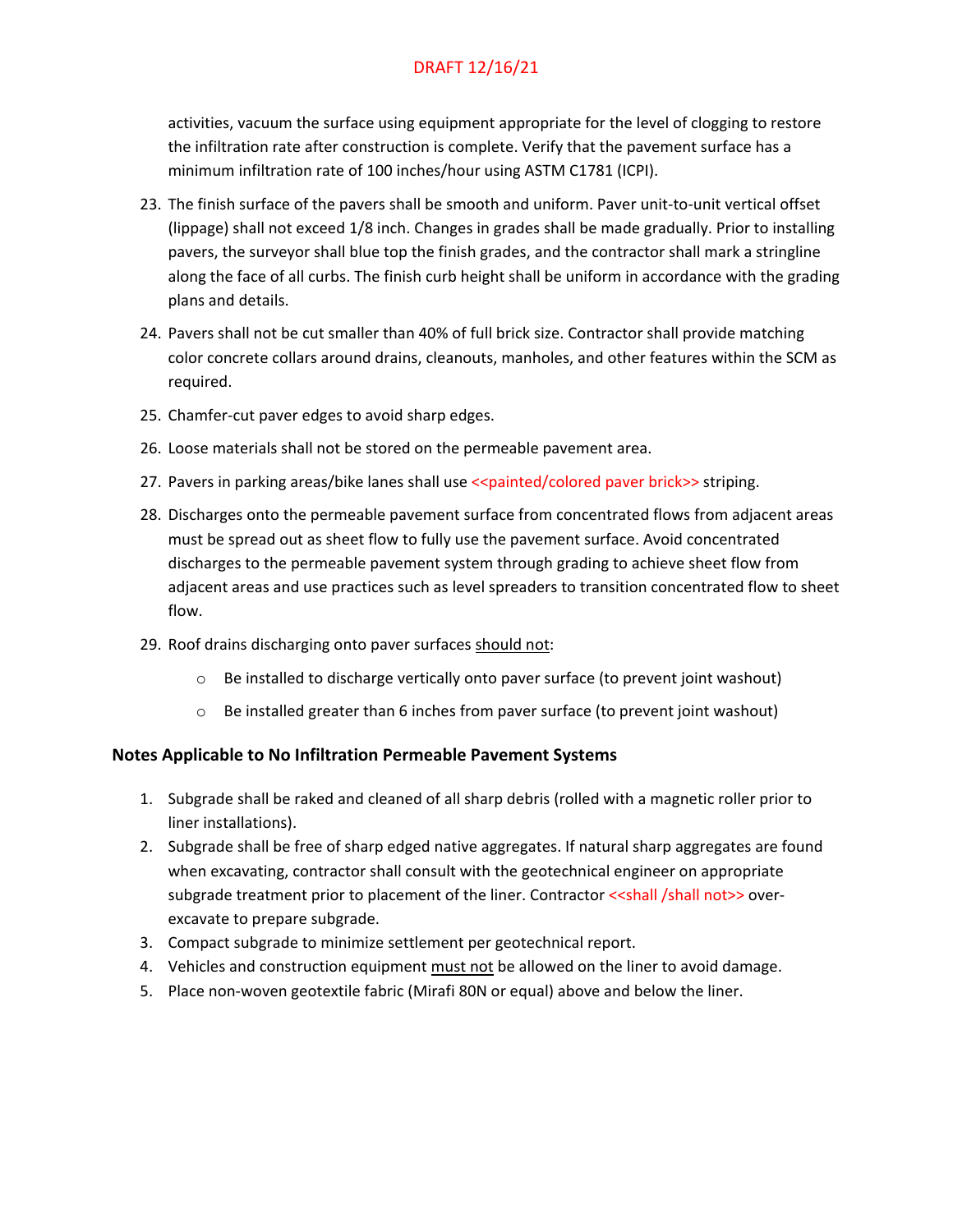activities, vacuum the surface using equipment appropriate for the level of clogging to restore the infiltration rate after construction is complete. Verify that the pavement surface has a minimum infiltration rate of 100 inches/hour using ASTM C1781 (ICPI).

23. The finish surface of the pavers shall be smooth and uniform. Paver unit-to-unit vertical offset (lippage) shall not exceed 1/8 inch. Changes in grades shall be made gradually. Prior to installing pavers, the surveyor shall blue top the finish grades, and the contractor shall mark a stringline along the face of all curbs. The finish curb height shall be uniform in accordance with the grading plans and details.
24. Pavers shall not be cut smaller than 40% of full brick size. Contractor shall provide matching color concrete collars around drains, cleanouts, manholes, and other features within the SCM as required.
25. Chamfer-cut paver edges to avoid sharp edges.
26. Loose materials shall not be stored on the permeable pavement area.
27. Pavers in parking areas/bike lanes shall use <<painted/colored paver brick>> striping.
28. Discharges onto the permeable pavement surface from concentrated flows from adjacent areas must be spread out as sheet flow to fully use the pavement surface. Avoid concentrated discharges to the permeable pavement system through grading to achieve sheet flow from adjacent areas and use practices such as level spreaders to transition concentrated flow to sheet flow.
29. Roof drains discharging onto paver surfaces should not:
    - Be installed to discharge vertically onto paver surface (to prevent joint washout)
    - Be installed greater than 6 inches from paver surface (to prevent joint washout)

### Notes Applicable to No Infiltration Permeable Pavement Systems

1. Subgrade shall be raked and cleaned of all sharp debris (rolled with a magnetic roller prior to liner installations).
2. Subgrade shall be free of sharp edged native aggregates. If natural sharp aggregates are found when excavating, contractor shall consult with the geotechnical engineer on appropriate subgrade treatment prior to placement of the liner. Contractor <<shall /shall not>> over-excavate to prepare subgrade.
3. Compact subgrade to minimize settlement per geotechnical report.
4. Vehicles and construction equipment must not be allowed on the liner to avoid damage.
5. Place non-woven geotextile fabric (Mirafi 80N or equal) above and below the liner.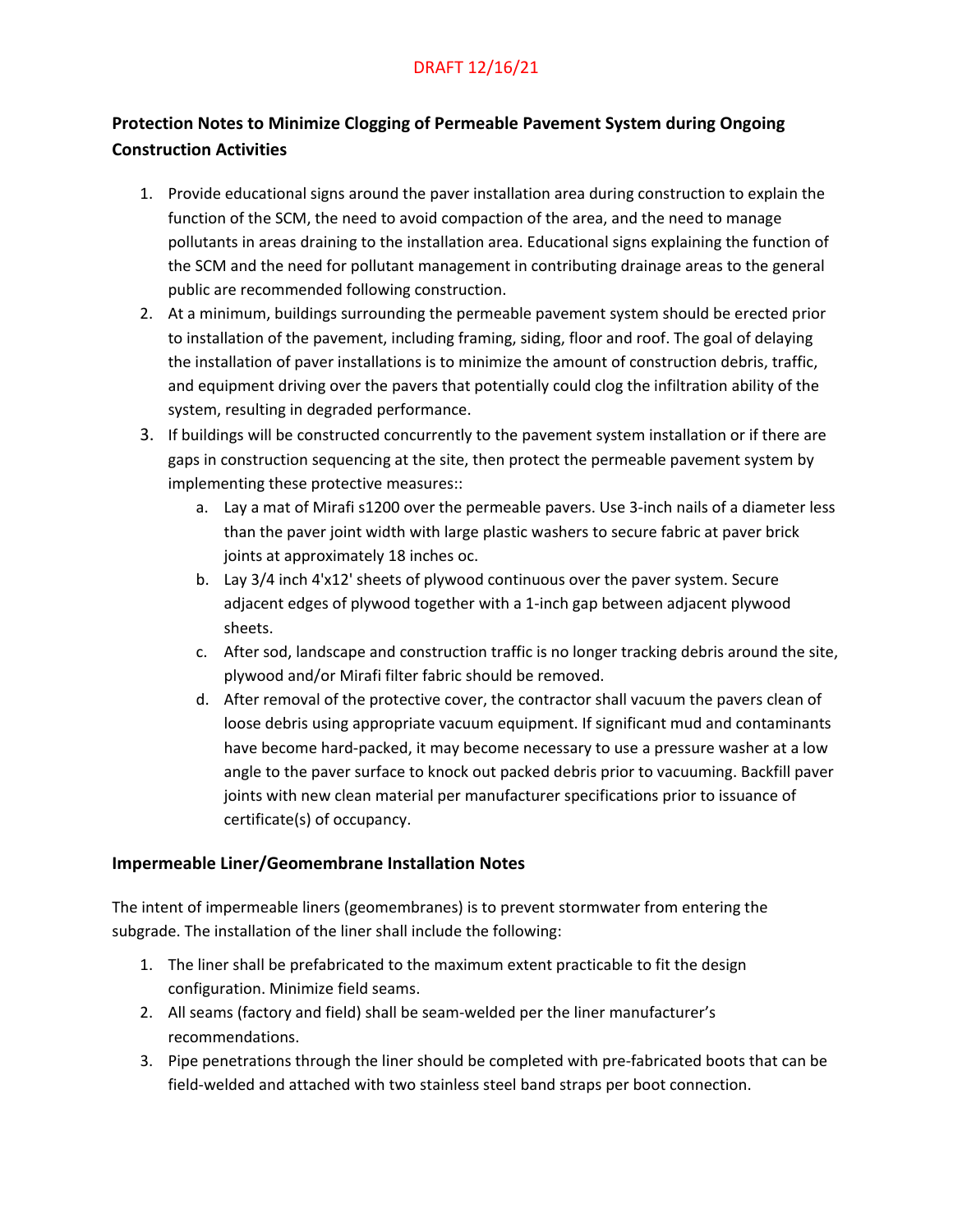DRAFT 12/16/21

## Protection Notes to Minimize Clogging of Permeable Pavement System during Ongoing Construction Activities

1. Provide educational signs around the paver installation area during construction to explain the function of the SCM, the need to avoid compaction of the area, and the need to manage pollutants in areas draining to the installation area. Educational signs explaining the function of the SCM and the need for pollutant management in contributing drainage areas to the general public are recommended following construction.
2. At a minimum, buildings surrounding the permeable pavement system should be erected prior to installation of the pavement, including framing, siding, floor and roof. The goal of delaying the installation of paver installations is to minimize the amount of construction debris, traffic, and equipment driving over the pavers that potentially could clog the infiltration ability of the system, resulting in degraded performance.
3. If buildings will be constructed concurrently to the pavement system installation or if there are gaps in construction sequencing at the site, then protect the permeable pavement system by implementing these protective measures::
    a. Lay a mat of Mirafi s1200 over the permeable pavers. Use 3-inch nails of a diameter less than the paver joint width with large plastic washers to secure fabric at paver brick joints at approximately 18 inches oc.
    b. Lay 3/4 inch 4'x12' sheets of plywood continuous over the paver system. Secure adjacent edges of plywood together with a 1-inch gap between adjacent plywood sheets.
    c. After sod, landscape and construction traffic is no longer tracking debris around the site, plywood and/or Mirafi filter fabric should be removed.
    d. After removal of the protective cover, the contractor shall vacuum the pavers clean of loose debris using appropriate vacuum equipment. If significant mud and contaminants have become hard-packed, it may become necessary to use a pressure washer at a low angle to the paver surface to knock out packed debris prior to vacuuming. Backfill paver joints with new clean material per manufacturer specifications prior to issuance of certificate(s) of occupancy.

## Impermeable Liner/Geomembrane Installation Notes

The intent of impermeable liners (geomembranes) is to prevent stormwater from entering the subgrade. The installation of the liner shall include the following:

1. The liner shall be prefabricated to the maximum extent practicable to fit the design configuration. Minimize field seams.
2. All seams (factory and field) shall be seam-welded per the liner manufacturer's recommendations.
3. Pipe penetrations through the liner should be completed with pre-fabricated boots that can be field-welded and attached with two stainless steel band straps per boot connection.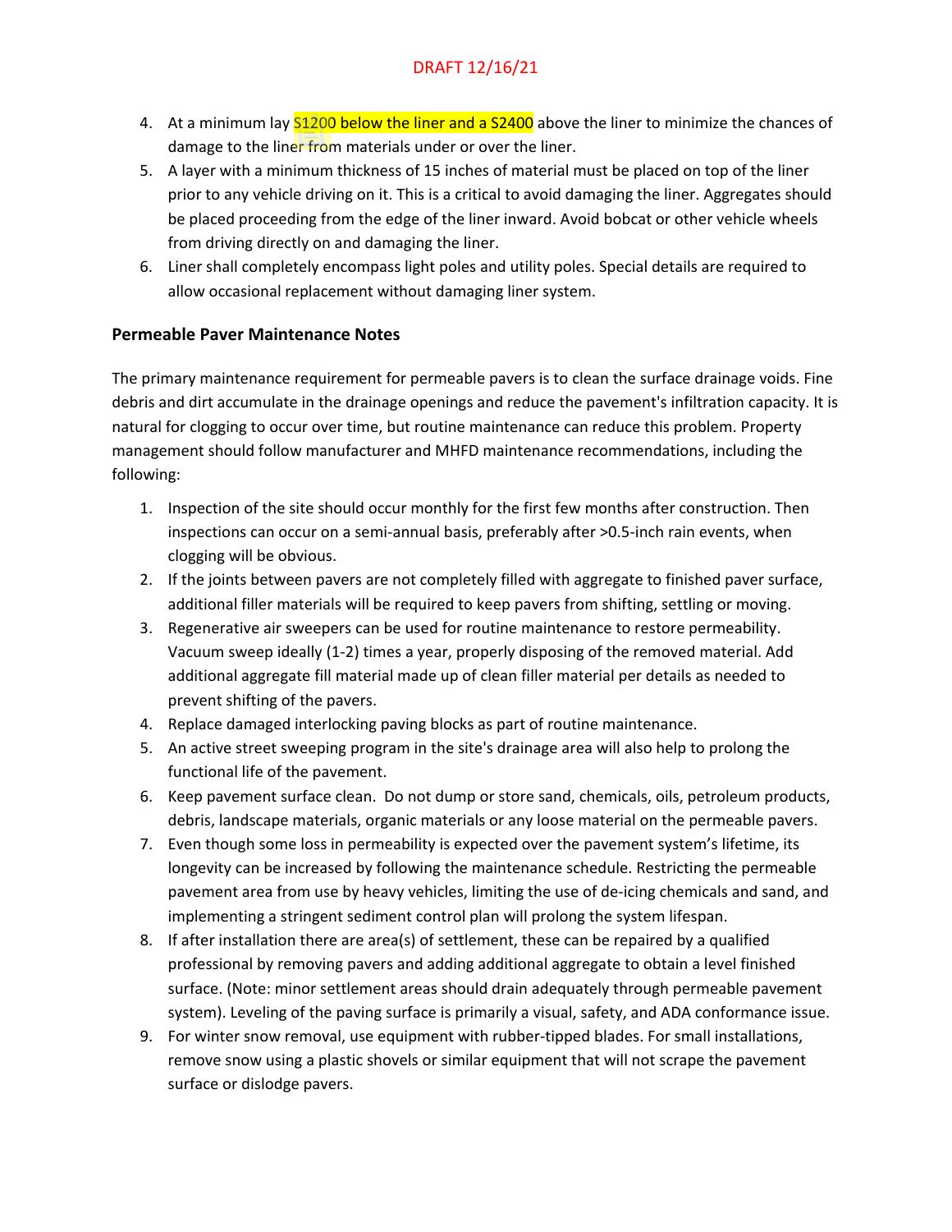4. At a minimum lay S1200 below the liner and a S2400 above the liner to minimize the chances of damage to the liner from materials under or over the liner.
5. A layer with a minimum thickness of 15 inches of material must be placed on top of the liner prior to any vehicle driving on it. This is a critical to avoid damaging the liner. Aggregates should be placed proceeding from the edge of the liner inward. Avoid bobcat or other vehicle wheels from driving directly on and damaging the liner.
6. Liner shall completely encompass light poles and utility poles. Special details are required to allow occasional replacement without damaging liner system.

### Permeable Paver Maintenance Notes

The primary maintenance requirement for permeable pavers is to clean the surface drainage voids. Fine debris and dirt accumulate in the drainage openings and reduce the pavement's infiltration capacity. It is natural for clogging to occur over time, but routine maintenance can reduce this problem. Property management should follow manufacturer and MHFD maintenance recommendations, including the following:

1. Inspection of the site should occur monthly for the first few months after construction. Then inspections can occur on a semi-annual basis, preferably after >0.5-inch rain events, when clogging will be obvious.
2. If the joints between pavers are not completely filled with aggregate to finished paver surface, additional filler materials will be required to keep pavers from shifting, settling or moving.
3. Regenerative air sweepers can be used for routine maintenance to restore permeability. Vacuum sweep ideally (1-2) times a year, properly disposing of the removed material. Add additional aggregate fill material made up of clean filler material per details as needed to prevent shifting of the pavers.
4. Replace damaged interlocking paving blocks as part of routine maintenance.
5. An active street sweeping program in the site's drainage area will also help to prolong the functional life of the pavement.
6. Keep pavement surface clean. Do not dump or store sand, chemicals, oils, petroleum products, debris, landscape materials, organic materials or any loose material on the permeable pavers.
7. Even though some loss in permeability is expected over the pavement system's lifetime, its longevity can be increased by following the maintenance schedule. Restricting the permeable pavement area from use by heavy vehicles, limiting the use of de-icing chemicals and sand, and implementing a stringent sediment control plan will prolong the system lifespan.
8. If after installation there are area(s) of settlement, these can be repaired by a qualified professional by removing pavers and adding additional aggregate to obtain a level finished surface. (Note: minor settlement areas should drain adequately through permeable pavement system). Leveling of the paving surface is primarily a visual, safety, and ADA conformance issue.
9. For winter snow removal, use equipment with rubber-tipped blades. For small installations, remove snow using a plastic shovels or similar equipment that will not scrape the pavement surface or dislodge pavers.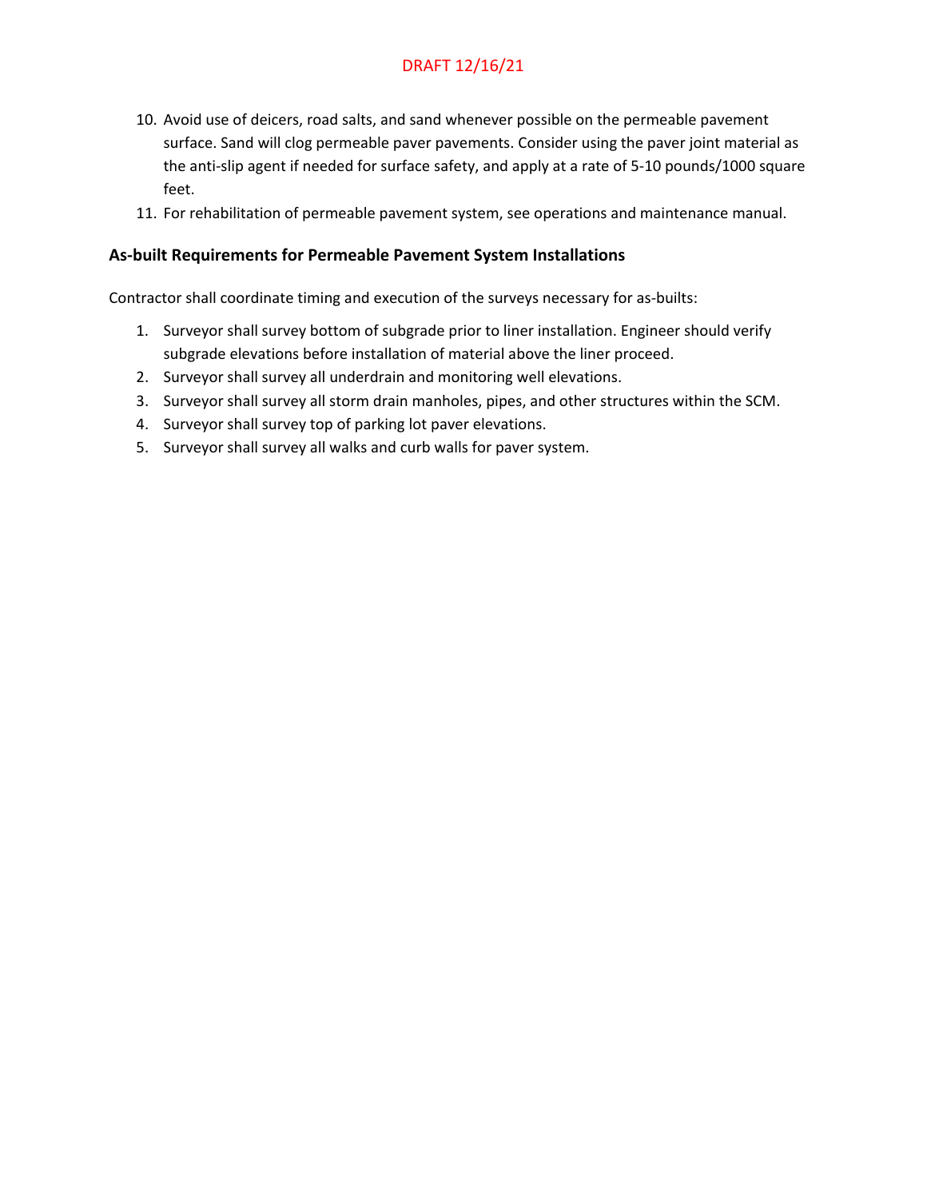DRAFT 12/16/21

10. Avoid use of deicers, road salts, and sand whenever possible on the permeable pavement surface. Sand will clog permeable paver pavements. Consider using the paver joint material as the anti-slip agent if needed for surface safety, and apply at a rate of 5-10 pounds/1000 square feet.
11. For rehabilitation of permeable pavement system, see operations and maintenance manual.

### As-built Requirements for Permeable Pavement System Installations

Contractor shall coordinate timing and execution of the surveys necessary for as-builts:

1. Surveyor shall survey bottom of subgrade prior to liner installation. Engineer should verify subgrade elevations before installation of material above the liner proceed.
2. Surveyor shall survey all underdrain and monitoring well elevations.
3. Surveyor shall survey all storm drain manholes, pipes, and other structures within the SCM.
4. Surveyor shall survey top of parking lot paver elevations.
5. Surveyor shall survey all walks and curb walls for paver system.